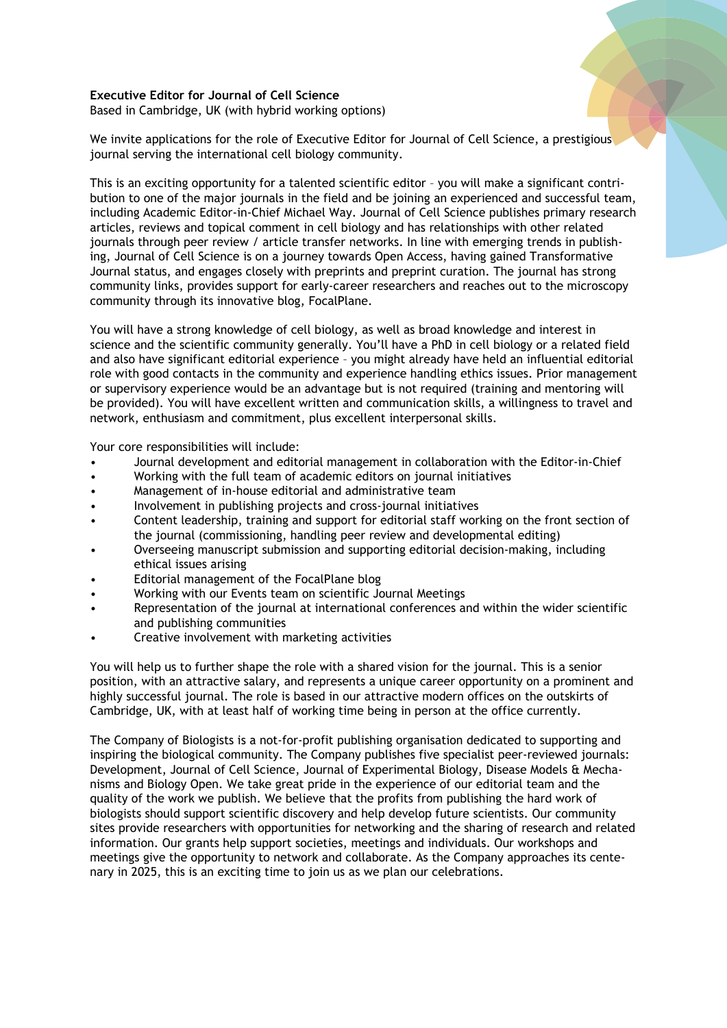**Executive Editor for Journal of Cell Science**
Based in Cambridge, UK (with hybrid working options)

We invite applications for the role of Executive Editor for Journal of Cell Science, a prestigious journal serving the international cell biology community.

This is an exciting opportunity for a talented scientific editor – you will make a significant contribution to one of the major journals in the field and be joining an experienced and successful team, including Academic Editor-in-Chief Michael Way. Journal of Cell Science publishes primary research articles, reviews and topical comment in cell biology and has relationships with other related journals through peer review / article transfer networks. In line with emerging trends in publishing, Journal of Cell Science is on a journey towards Open Access, having gained Transformative Journal status, and engages closely with preprints and preprint curation. The journal has strong community links, provides support for early-career researchers and reaches out to the microscopy community through its innovative blog, FocalPlane.

You will have a strong knowledge of cell biology, as well as broad knowledge and interest in science and the scientific community generally. You'll have a PhD in cell biology or a related field and also have significant editorial experience – you might already have held an influential editorial role with good contacts in the community and experience handling ethics issues. Prior management or supervisory experience would be an advantage but is not required (training and mentoring will be provided). You will have excellent written and communication skills, a willingness to travel and network, enthusiasm and commitment, plus excellent interpersonal skills.

Your core responsibilities will include:

- Journal development and editorial management in collaboration with the Editor-in-Chief
- Working with the full team of academic editors on journal initiatives
- Management of in-house editorial and administrative team
- Involvement in publishing projects and cross-journal initiatives
- Content leadership, training and support for editorial staff working on the front section of the journal (commissioning, handling peer review and developmental editing)
- Overseeing manuscript submission and supporting editorial decision-making, including ethical issues arising
- Editorial management of the FocalPlane blog
- Working with our Events team on scientific Journal Meetings
- Representation of the journal at international conferences and within the wider scientific and publishing communities
- Creative involvement with marketing activities

You will help us to further shape the role with a shared vision for the journal. This is a senior position, with an attractive salary, and represents a unique career opportunity on a prominent and highly successful journal. The role is based in our attractive modern offices on the outskirts of Cambridge, UK, with at least half of working time being in person at the office currently.

The Company of Biologists is a not-for-profit publishing organisation dedicated to supporting and inspiring the biological community. The Company publishes five specialist peer-reviewed journals: Development, Journal of Cell Science, Journal of Experimental Biology, Disease Models & Mechanisms and Biology Open. We take great pride in the experience of our editorial team and the quality of the work we publish. We believe that the profits from publishing the hard work of biologists should support scientific discovery and help develop future scientists. Our community sites provide researchers with opportunities for networking and the sharing of research and related information. Our grants help support societies, meetings and individuals. Our workshops and meetings give the opportunity to network and collaborate. As the Company approaches its centenary in 2025, this is an exciting time to join us as we plan our celebrations.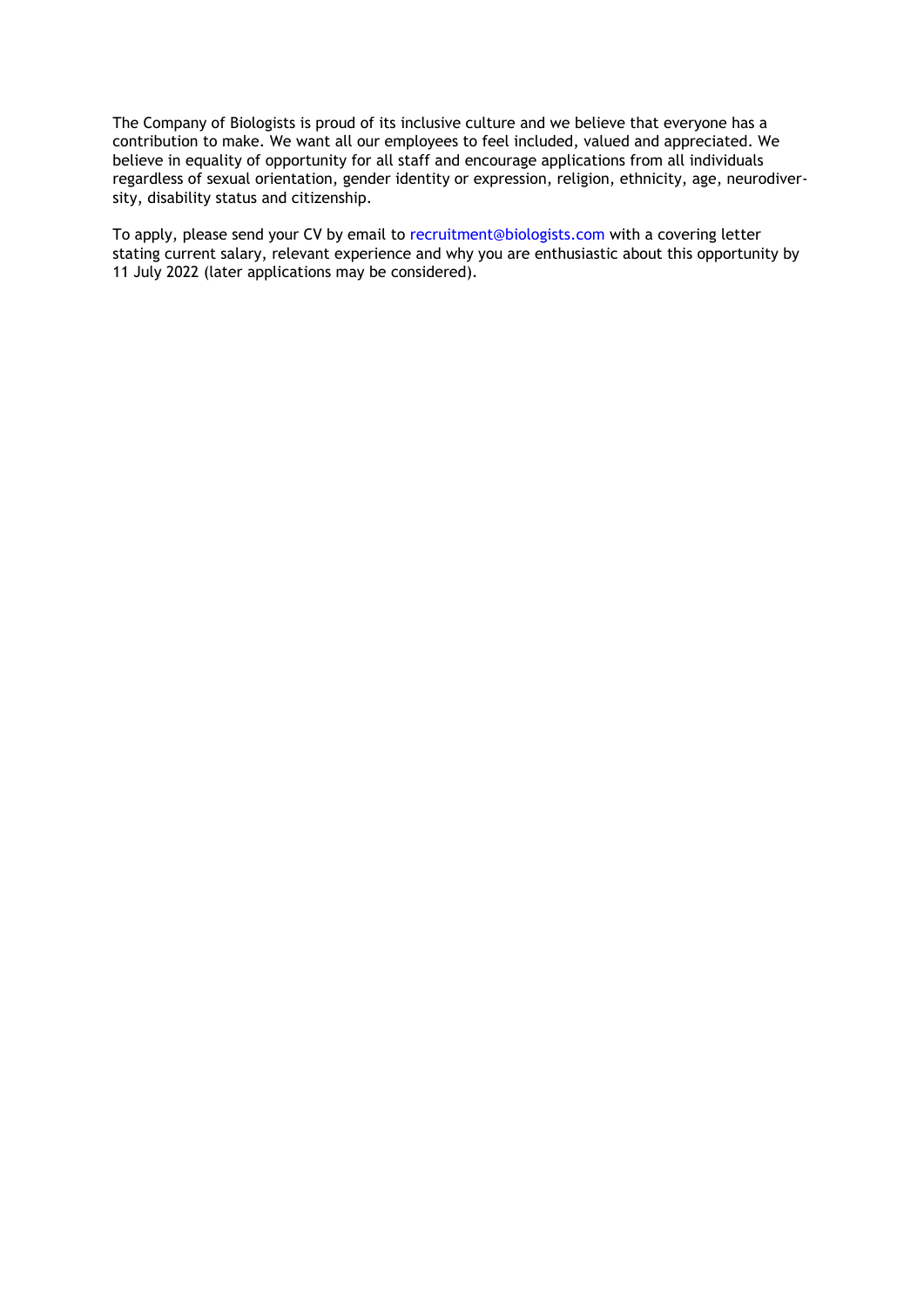The Company of Biologists is proud of its inclusive culture and we believe that everyone has a contribution to make. We want all our employees to feel included, valued and appreciated. We believe in equality of opportunity for all staff and encourage applications from all individuals regardless of sexual orientation, gender identity or expression, religion, ethnicity, age, neurodiversity, disability status and citizenship.

To apply, please send your CV by email to recruitment@biologists.com with a covering letter stating current salary, relevant experience and why you are enthusiastic about this opportunity by 11 July 2022 (later applications may be considered).